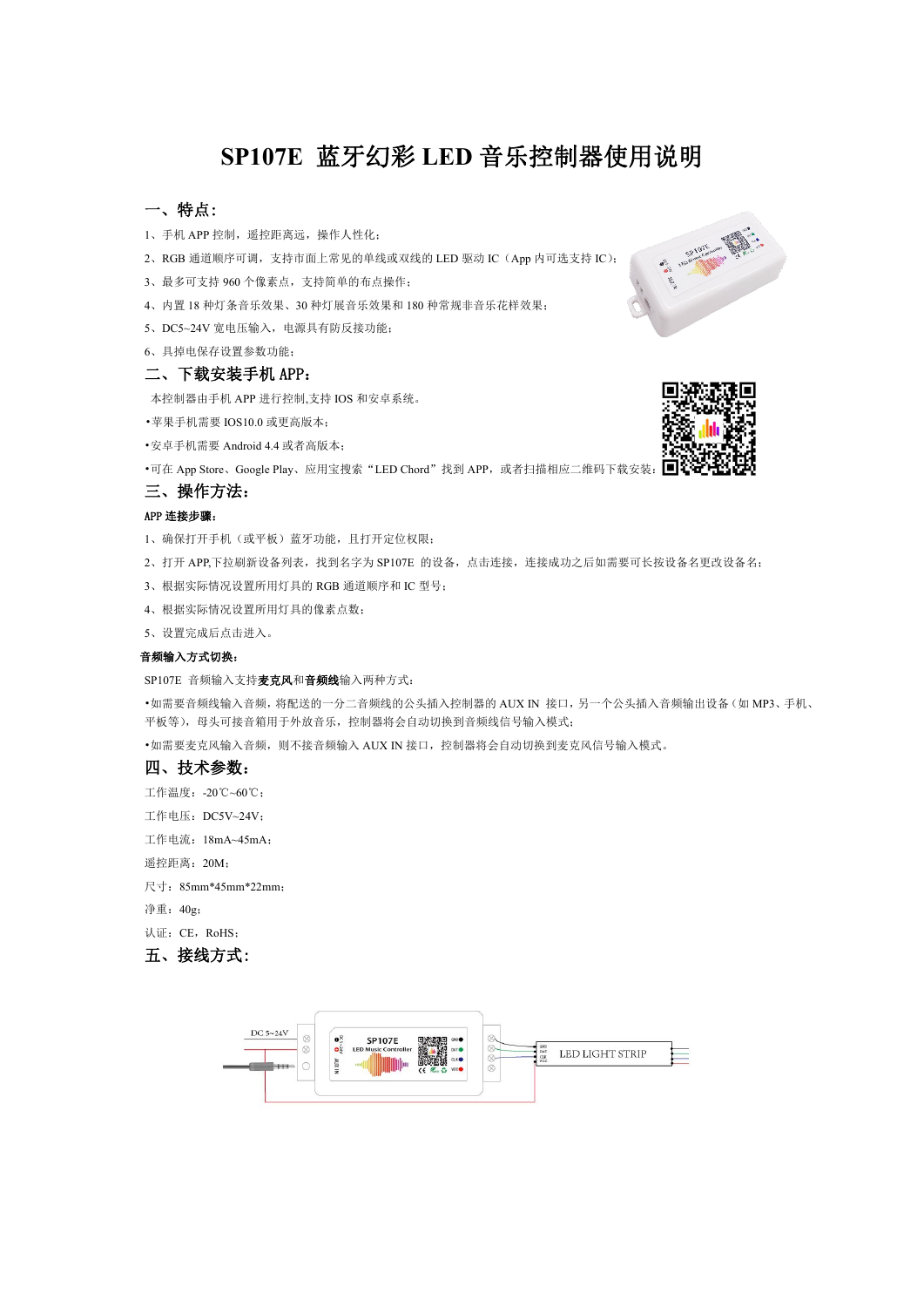# SP107E 蓝牙幻彩 LED 音乐控制器使用说明

## 一、特点：

1、手机 APP 控制，遥控距离远，操作人性化；

2、RGB 通道顺序可调，支持市面上常见的单线或双线的 LED 驱动 IC（App 内可选支持 IC）；

3、最多可支持 960 个像素点，支持简单的布点操作；

4、内置 18 种灯条音乐效果、30 种灯展音乐效果和 180 种常规非音乐花样效果；

5、DC5~24V 宽电压输入，电源具有防反接功能；

6、具掉电保存设置参数功能；

## 二、下载安装手机 APP：

本控制器由手机 APP 进行控制,支持 IOS 和安卓系统。

•苹果手机需要 IOS10.0 或更高版本；

•安卓手机需要 Android 4.4 或者高版本；

•可在 App Store、Google Play、应用宝搜索"LED Chord"找到 APP，或者扫描相应二维码下载安装；

## 三、操作方法：

**APP 连接步骤：**

1、确保打开手机（或平板）蓝牙功能，且打开定位权限；

2、打开 APP,下拉刷新设备列表，找到名字为 SP107E 的设备，点击连接，连接成功之后如需要可长按设备名更改设备名；

3、根据实际情况设置所用灯具的 RGB 通道顺序和 IC 型号；

4、根据实际情况设置所用灯具的像素点数；

5、设置完成后点击进入。

**音频输入方式切换：**

SP107E 音频输入支持**麦克风**和**音频线**输入两种方式：

•如需要音频线输入音频，将配送的一分二音频线的公头插入控制器的 AUX IN 接口，另一个公头插入音频输出设备（如 MP3、手机、平板等），母头可接音箱用于外放音乐，控制器将会自动切换到音频线信号输入模式；

•如需要麦克风输入音频，则不接音频输入 AUX IN 接口，控制器将会自动切换到麦克风信号输入模式。

## 四、技术参数：

工作温度：-20℃~60℃；

工作电压：DC5V~24V；

工作电流：18mA~45mA；

遥控距离：20M；

尺寸：85mm*45mm*22mm；

净重：40g；

认证：CE，RoHS；

## 五、接线方式：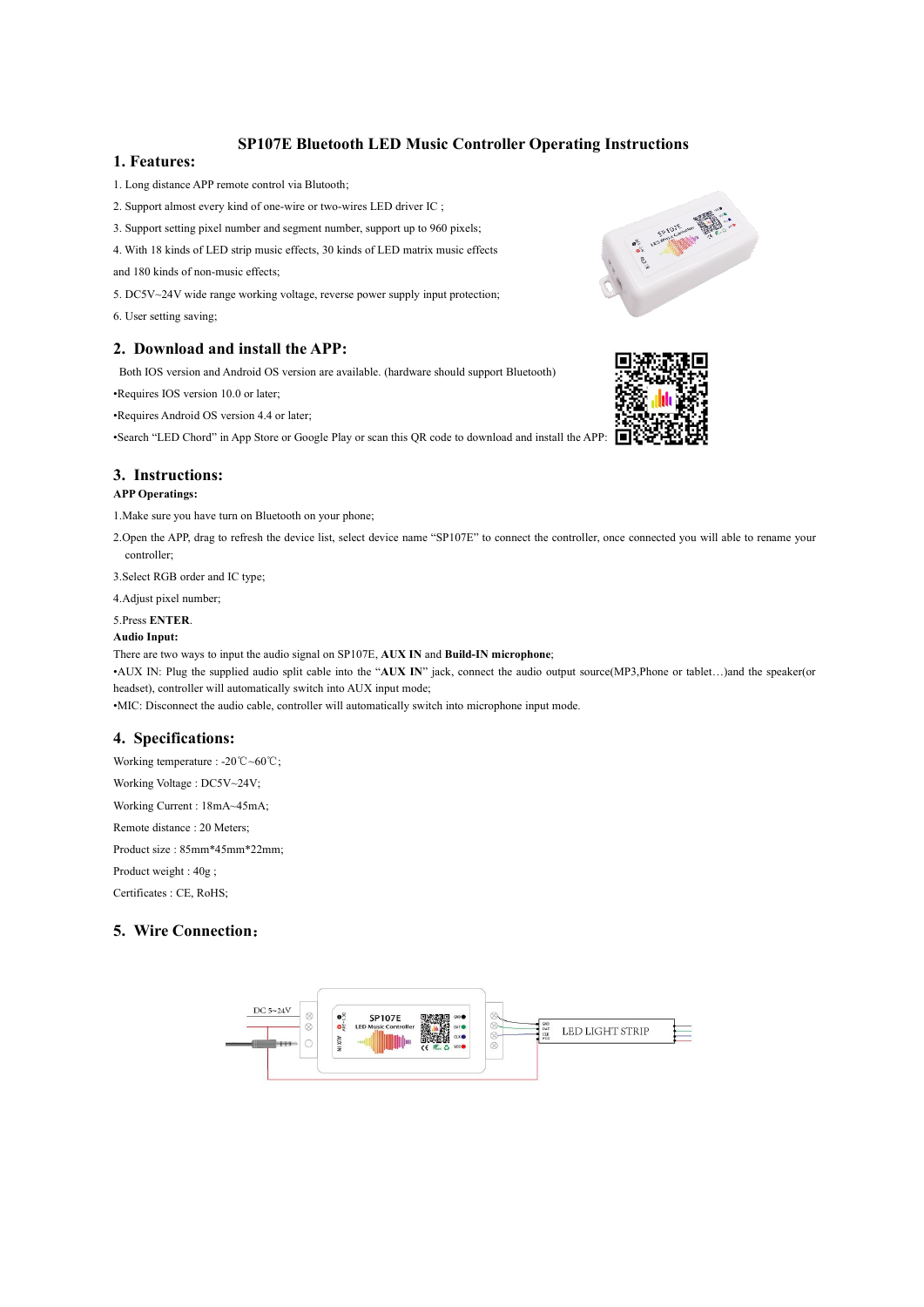# SP107E Bluetooth LED Music Controller Operating Instructions

## 1. Features:

1. Long distance APP remote control via Blutooth;
2. Support almost every kind of one-wire or two-wires LED driver IC ;
3. Support setting pixel number and segment number, support up to 960 pixels;
4. With 18 kinds of LED strip music effects, 30 kinds of LED matrix music effects and 180 kinds of non-music effects;
5. DC5V~24V wide range working voltage, reverse power supply input protection;
6. User setting saving;

## 2. Download and install the APP:

Both IOS version and Android OS version are available. (hardware should support Bluetooth)

- Requires IOS version 10.0 or later;
- Requires Android OS version 4.4 or later;
- Search "LED Chord" in App Store or Google Play or scan this QR code to download and install the APP:

## 3. Instructions:

**APP Operatings:**

1. Make sure you have turn on Bluetooth on your phone;
2. Open the APP, drag to refresh the device list, select device name "SP107E" to connect the controller, once connected you will able to rename your controller;
3. Select RGB order and IC type;
4. Adjust pixel number;
5. Press **ENTER**.

**Audio Input:**

There are two ways to input the audio signal on SP107E, **AUX IN** and **Build-IN microphone**;

- AUX IN: Plug the supplied audio split cable into the "**AUX IN**" jack, connect the audio output source(MP3,Phone or tablet…)and the speaker(or headset), controller will automatically switch into AUX input mode;
- MIC: Disconnect the audio cable, controller will automatically switch into microphone input mode.

## 4. Specifications:

Working temperature : -20℃~60℃;

Working Voltage : DC5V~24V;

Working Current : 18mA~45mA;

Remote distance : 20 Meters;

Product size : 85mm*45mm*22mm;

Product weight : 40g ;

Certificates : CE, RoHS;

## 5. Wire Connection：

DC 5~24V

SP107E
LED Music Controller

GND
DAT
CLK
VCC

LED LIGHT STRIP